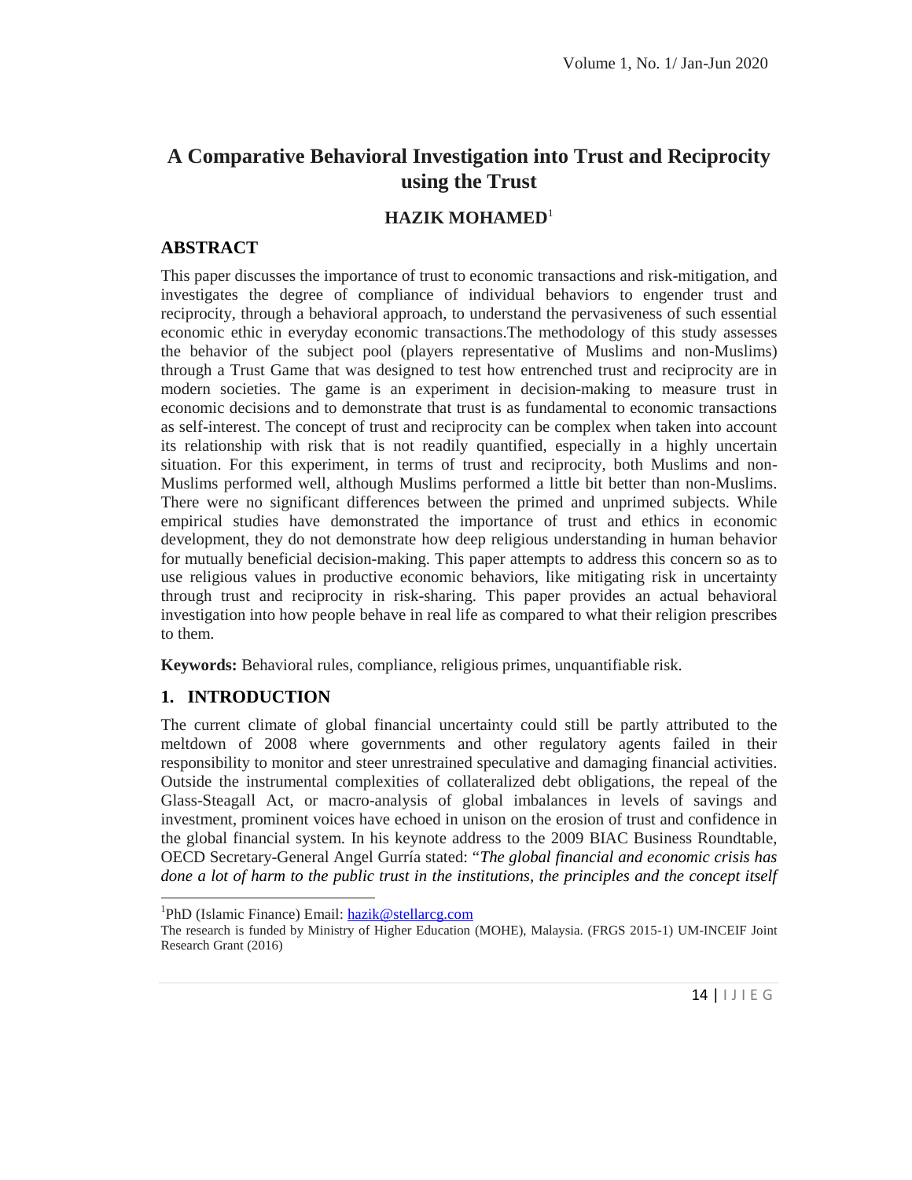# A Comparative Behavioral Investigation into Trust and Reciprocity using the Trust

**HAZIK MOHAMED**[1]

## ABSTRACT

This paper discusses the importance of trust to economic transactions and risk-mitigation, and investigates the degree of compliance of individual behaviors to engender trust and reciprocity, through a behavioral approach, to understand the pervasiveness of such essential economic ethic in everyday economic transactions.The methodology of this study assesses the behavior of the subject pool (players representative of Muslims and non-Muslims) through a Trust Game that was designed to test how entrenched trust and reciprocity are in modern societies. The game is an experiment in decision-making to measure trust in economic decisions and to demonstrate that trust is as fundamental to economic transactions as self-interest. The concept of trust and reciprocity can be complex when taken into account its relationship with risk that is not readily quantified, especially in a highly uncertain situation. For this experiment, in terms of trust and reciprocity, both Muslims and non-Muslims performed well, although Muslims performed a little bit better than non-Muslims. There were no significant differences between the primed and unprimed subjects. While empirical studies have demonstrated the importance of trust and ethics in economic development, they do not demonstrate how deep religious understanding in human behavior for mutually beneficial decision-making. This paper attempts to address this concern so as to use religious values in productive economic behaviors, like mitigating risk in uncertainty through trust and reciprocity in risk-sharing. This paper provides an actual behavioral investigation into how people behave in real life as compared to what their religion prescribes to them.

**Keywords:** Behavioral rules, compliance, religious primes, unquantifiable risk.

## 1. INTRODUCTION

The current climate of global financial uncertainty could still be partly attributed to the meltdown of 2008 where governments and other regulatory agents failed in their responsibility to monitor and steer unrestrained speculative and damaging financial activities. Outside the instrumental complexities of collateralized debt obligations, the repeal of the Glass-Steagall Act, or macro-analysis of global imbalances in levels of savings and investment, prominent voices have echoed in unison on the erosion of trust and confidence in the global financial system. In his keynote address to the 2009 BIAC Business Roundtable, OECD Secretary-General Angel Gurría stated: "*The global financial and economic crisis has done a lot of harm to the public trust in the institutions, the principles and the concept itself*

---

[1]PhD (Islamic Finance) Email: hazik@stellarcg.com

The research is funded by Ministry of Higher Education (MOHE), Malaysia. (FRGS 2015-1) UM-INCEIF Joint Research Grant (2016)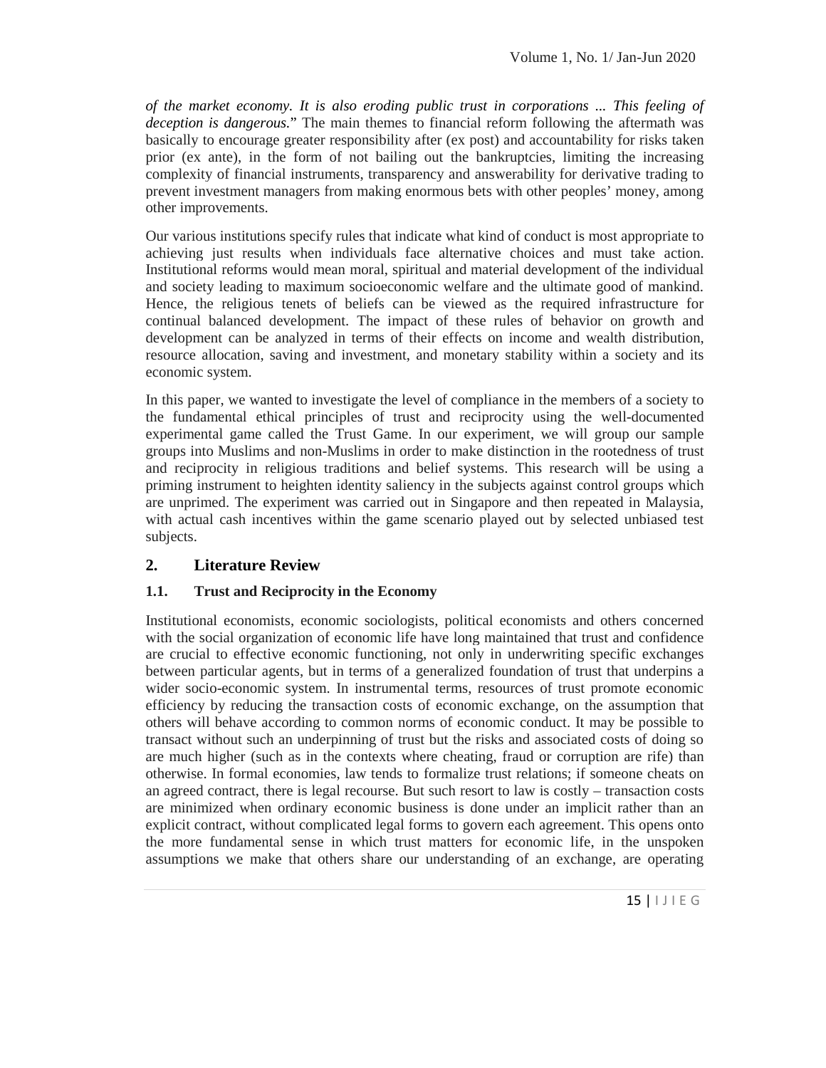*of the market economy. It is also eroding public trust in corporations ... This feeling of deception is dangerous.*" The main themes to financial reform following the aftermath was basically to encourage greater responsibility after (ex post) and accountability for risks taken prior (ex ante), in the form of not bailing out the bankruptcies, limiting the increasing complexity of financial instruments, transparency and answerability for derivative trading to prevent investment managers from making enormous bets with other peoples' money, among other improvements.

Our various institutions specify rules that indicate what kind of conduct is most appropriate to achieving just results when individuals face alternative choices and must take action. Institutional reforms would mean moral, spiritual and material development of the individual and society leading to maximum socioeconomic welfare and the ultimate good of mankind. Hence, the religious tenets of beliefs can be viewed as the required infrastructure for continual balanced development. The impact of these rules of behavior on growth and development can be analyzed in terms of their effects on income and wealth distribution, resource allocation, saving and investment, and monetary stability within a society and its economic system.

In this paper, we wanted to investigate the level of compliance in the members of a society to the fundamental ethical principles of trust and reciprocity using the well-documented experimental game called the Trust Game. In our experiment, we will group our sample groups into Muslims and non-Muslims in order to make distinction in the rootedness of trust and reciprocity in religious traditions and belief systems. This research will be using a priming instrument to heighten identity saliency in the subjects against control groups which are unprimed. The experiment was carried out in Singapore and then repeated in Malaysia, with actual cash incentives within the game scenario played out by selected unbiased test subjects.

## 2. Literature Review

### 1.1. Trust and Reciprocity in the Economy

Institutional economists, economic sociologists, political economists and others concerned with the social organization of economic life have long maintained that trust and confidence are crucial to effective economic functioning, not only in underwriting specific exchanges between particular agents, but in terms of a generalized foundation of trust that underpins a wider socio-economic system. In instrumental terms, resources of trust promote economic efficiency by reducing the transaction costs of economic exchange, on the assumption that others will behave according to common norms of economic conduct. It may be possible to transact without such an underpinning of trust but the risks and associated costs of doing so are much higher (such as in the contexts where cheating, fraud or corruption are rife) than otherwise. In formal economies, law tends to formalize trust relations; if someone cheats on an agreed contract, there is legal recourse. But such resort to law is costly – transaction costs are minimized when ordinary economic business is done under an implicit rather than an explicit contract, without complicated legal forms to govern each agreement. This opens onto the more fundamental sense in which trust matters for economic life, in the unspoken assumptions we make that others share our understanding of an exchange, are operating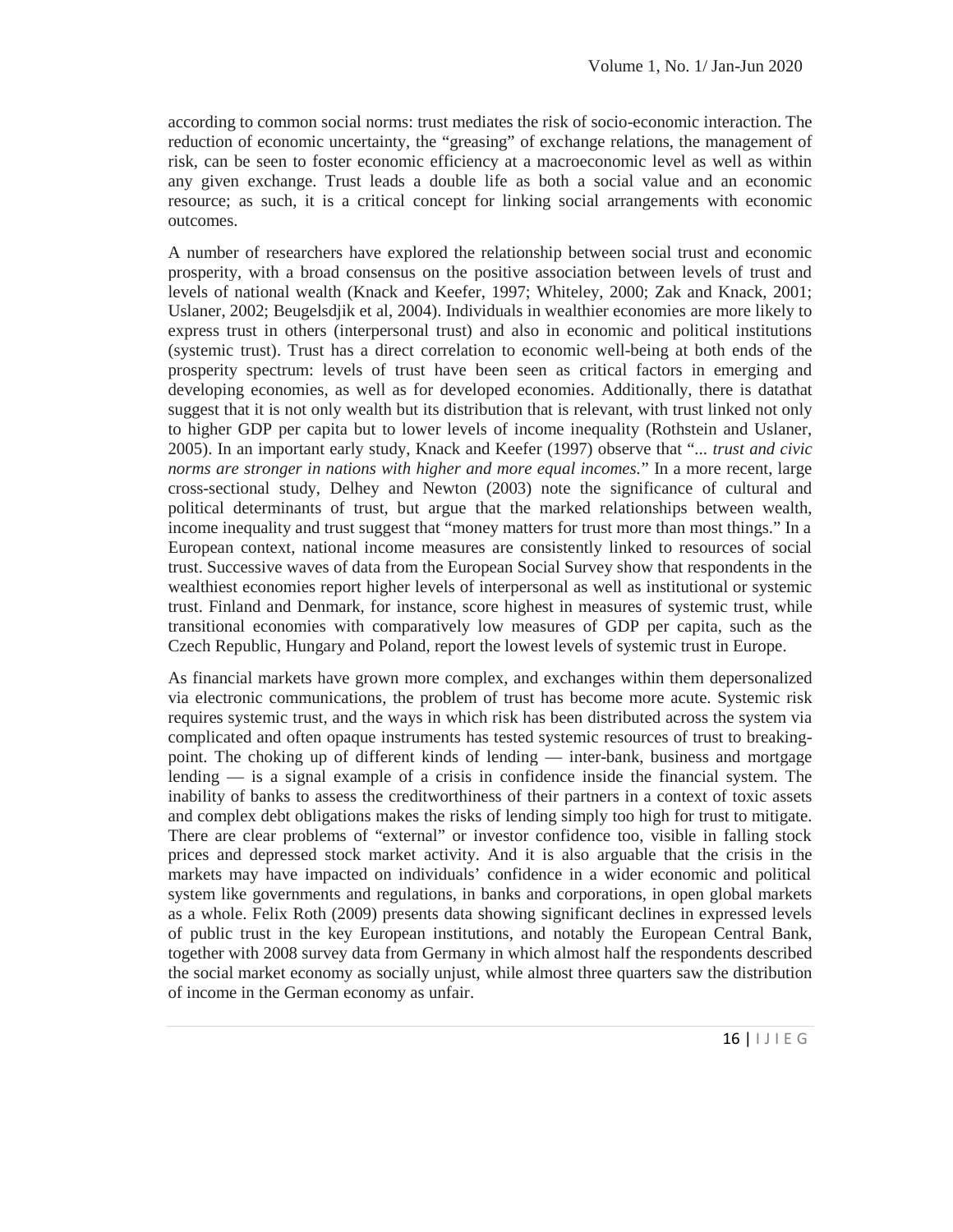according to common social norms: trust mediates the risk of socio-economic interaction. The reduction of economic uncertainty, the "greasing" of exchange relations, the management of risk, can be seen to foster economic efficiency at a macroeconomic level as well as within any given exchange. Trust leads a double life as both a social value and an economic resource; as such, it is a critical concept for linking social arrangements with economic outcomes.

A number of researchers have explored the relationship between social trust and economic prosperity, with a broad consensus on the positive association between levels of trust and levels of national wealth (Knack and Keefer, 1997; Whiteley, 2000; Zak and Knack, 2001; Uslaner, 2002; Beugelsdjik et al, 2004). Individuals in wealthier economies are more likely to express trust in others (interpersonal trust) and also in economic and political institutions (systemic trust). Trust has a direct correlation to economic well-being at both ends of the prosperity spectrum: levels of trust have been seen as critical factors in emerging and developing economies, as well as for developed economies. Additionally, there is datathat suggest that it is not only wealth but its distribution that is relevant, with trust linked not only to higher GDP per capita but to lower levels of income inequality (Rothstein and Uslaner, 2005). In an important early study, Knack and Keefer (1997) observe that "*... trust and civic norms are stronger in nations with higher and more equal incomes.*" In a more recent, large cross-sectional study, Delhey and Newton (2003) note the significance of cultural and political determinants of trust, but argue that the marked relationships between wealth, income inequality and trust suggest that "money matters for trust more than most things." In a European context, national income measures are consistently linked to resources of social trust. Successive waves of data from the European Social Survey show that respondents in the wealthiest economies report higher levels of interpersonal as well as institutional or systemic trust. Finland and Denmark, for instance, score highest in measures of systemic trust, while transitional economies with comparatively low measures of GDP per capita, such as the Czech Republic, Hungary and Poland, report the lowest levels of systemic trust in Europe.

As financial markets have grown more complex, and exchanges within them depersonalized via electronic communications, the problem of trust has become more acute. Systemic risk requires systemic trust, and the ways in which risk has been distributed across the system via complicated and often opaque instruments has tested systemic resources of trust to breaking-point. The choking up of different kinds of lending — inter-bank, business and mortgage lending — is a signal example of a crisis in confidence inside the financial system. The inability of banks to assess the creditworthiness of their partners in a context of toxic assets and complex debt obligations makes the risks of lending simply too high for trust to mitigate. There are clear problems of "external" or investor confidence too, visible in falling stock prices and depressed stock market activity. And it is also arguable that the crisis in the markets may have impacted on individuals' confidence in a wider economic and political system like governments and regulations, in banks and corporations, in open global markets as a whole. Felix Roth (2009) presents data showing significant declines in expressed levels of public trust in the key European institutions, and notably the European Central Bank, together with 2008 survey data from Germany in which almost half the respondents described the social market economy as socially unjust, while almost three quarters saw the distribution of income in the German economy as unfair.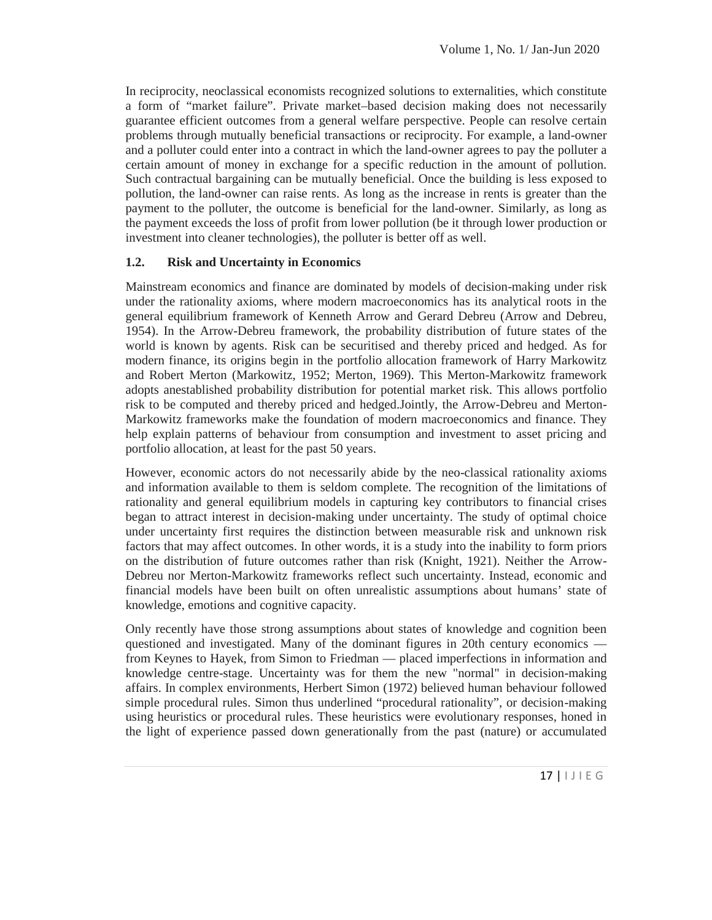In reciprocity, neoclassical economists recognized solutions to externalities, which constitute a form of "market failure". Private market–based decision making does not necessarily guarantee efficient outcomes from a general welfare perspective. People can resolve certain problems through mutually beneficial transactions or reciprocity. For example, a land-owner and a polluter could enter into a contract in which the land-owner agrees to pay the polluter a certain amount of money in exchange for a specific reduction in the amount of pollution. Such contractual bargaining can be mutually beneficial. Once the building is less exposed to pollution, the land-owner can raise rents. As long as the increase in rents is greater than the payment to the polluter, the outcome is beneficial for the land-owner. Similarly, as long as the payment exceeds the loss of profit from lower pollution (be it through lower production or investment into cleaner technologies), the polluter is better off as well.

### 1.2. Risk and Uncertainty in Economics

Mainstream economics and finance are dominated by models of decision-making under risk under the rationality axioms, where modern macroeconomics has its analytical roots in the general equilibrium framework of Kenneth Arrow and Gerard Debreu (Arrow and Debreu, 1954). In the Arrow-Debreu framework, the probability distribution of future states of the world is known by agents. Risk can be securitised and thereby priced and hedged. As for modern finance, its origins begin in the portfolio allocation framework of Harry Markowitz and Robert Merton (Markowitz, 1952; Merton, 1969). This Merton-Markowitz framework adopts anestablished probability distribution for potential market risk. This allows portfolio risk to be computed and thereby priced and hedged.Jointly, the Arrow-Debreu and Merton-Markowitz frameworks make the foundation of modern macroeconomics and finance. They help explain patterns of behaviour from consumption and investment to asset pricing and portfolio allocation, at least for the past 50 years.

However, economic actors do not necessarily abide by the neo-classical rationality axioms and information available to them is seldom complete. The recognition of the limitations of rationality and general equilibrium models in capturing key contributors to financial crises began to attract interest in decision-making under uncertainty. The study of optimal choice under uncertainty first requires the distinction between measurable risk and unknown risk factors that may affect outcomes. In other words, it is a study into the inability to form priors on the distribution of future outcomes rather than risk (Knight, 1921). Neither the Arrow-Debreu nor Merton-Markowitz frameworks reflect such uncertainty. Instead, economic and financial models have been built on often unrealistic assumptions about humans' state of knowledge, emotions and cognitive capacity.

Only recently have those strong assumptions about states of knowledge and cognition been questioned and investigated. Many of the dominant figures in 20th century economics — from Keynes to Hayek, from Simon to Friedman — placed imperfections in information and knowledge centre-stage. Uncertainty was for them the new "normal" in decision-making affairs. In complex environments, Herbert Simon (1972) believed human behaviour followed simple procedural rules. Simon thus underlined "procedural rationality", or decision-making using heuristics or procedural rules. These heuristics were evolutionary responses, honed in the light of experience passed down generationally from the past (nature) or accumulated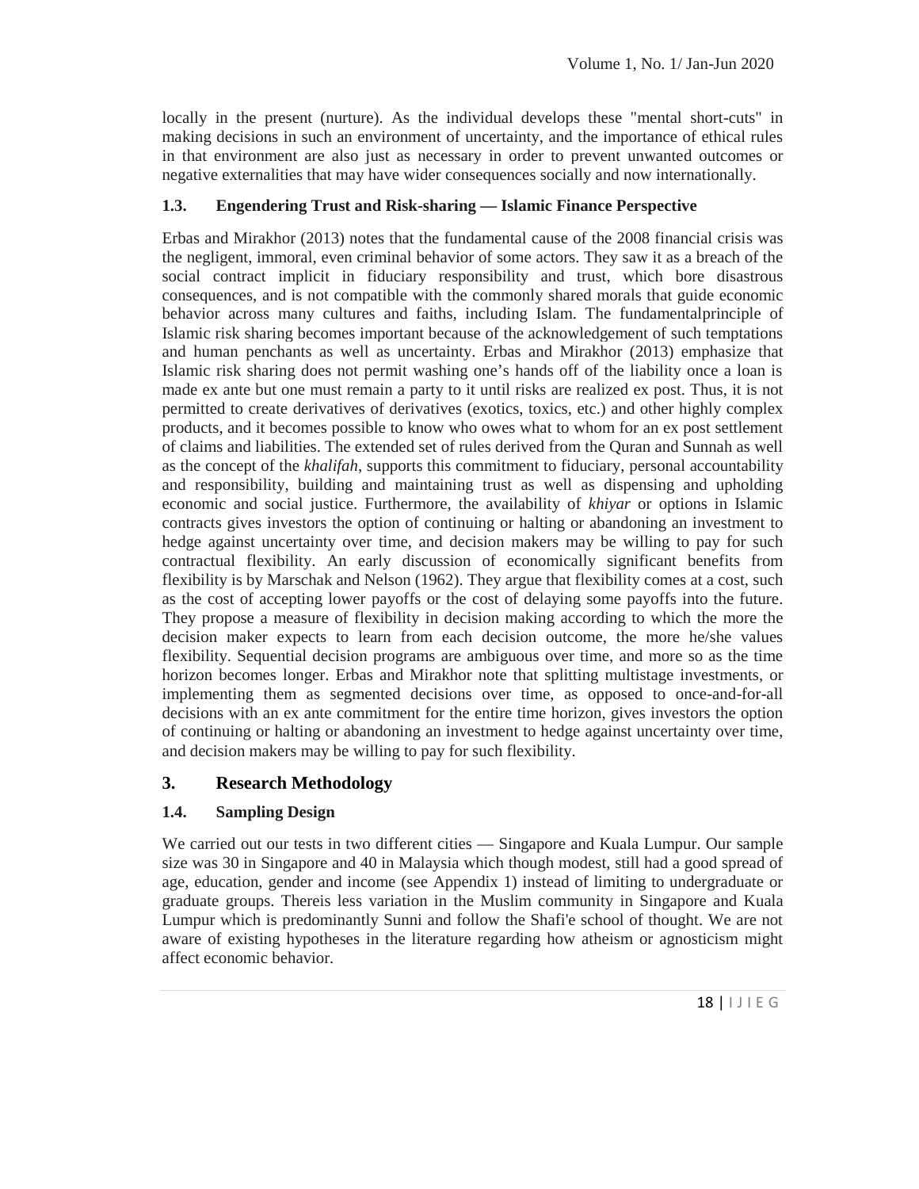locally in the present (nurture). As the individual develops these "mental short-cuts" in making decisions in such an environment of uncertainty, and the importance of ethical rules in that environment are also just as necessary in order to prevent unwanted outcomes or negative externalities that may have wider consequences socially and now internationally.

### 1.3. Engendering Trust and Risk-sharing — Islamic Finance Perspective

Erbas and Mirakhor (2013) notes that the fundamental cause of the 2008 financial crisis was the negligent, immoral, even criminal behavior of some actors. They saw it as a breach of the social contract implicit in fiduciary responsibility and trust, which bore disastrous consequences, and is not compatible with the commonly shared morals that guide economic behavior across many cultures and faiths, including Islam. The fundamentalprinciple of Islamic risk sharing becomes important because of the acknowledgement of such temptations and human penchants as well as uncertainty. Erbas and Mirakhor (2013) emphasize that Islamic risk sharing does not permit washing one's hands off of the liability once a loan is made ex ante but one must remain a party to it until risks are realized ex post. Thus, it is not permitted to create derivatives of derivatives (exotics, toxics, etc.) and other highly complex products, and it becomes possible to know who owes what to whom for an ex post settlement of claims and liabilities. The extended set of rules derived from the Quran and Sunnah as well as the concept of the *khalifah*, supports this commitment to fiduciary, personal accountability and responsibility, building and maintaining trust as well as dispensing and upholding economic and social justice. Furthermore, the availability of *khiyar* or options in Islamic contracts gives investors the option of continuing or halting or abandoning an investment to hedge against uncertainty over time, and decision makers may be willing to pay for such contractual flexibility. An early discussion of economically significant benefits from flexibility is by Marschak and Nelson (1962). They argue that flexibility comes at a cost, such as the cost of accepting lower payoffs or the cost of delaying some payoffs into the future. They propose a measure of flexibility in decision making according to which the more the decision maker expects to learn from each decision outcome, the more he/she values flexibility. Sequential decision programs are ambiguous over time, and more so as the time horizon becomes longer. Erbas and Mirakhor note that splitting multistage investments, or implementing them as segmented decisions over time, as opposed to once-and-for-all decisions with an ex ante commitment for the entire time horizon, gives investors the option of continuing or halting or abandoning an investment to hedge against uncertainty over time, and decision makers may be willing to pay for such flexibility.

## 3. Research Methodology

### 1.4. Sampling Design

We carried out our tests in two different cities — Singapore and Kuala Lumpur. Our sample size was 30 in Singapore and 40 in Malaysia which though modest, still had a good spread of age, education, gender and income (see Appendix 1) instead of limiting to undergraduate or graduate groups. Thereis less variation in the Muslim community in Singapore and Kuala Lumpur which is predominantly Sunni and follow the Shafi'e school of thought. We are not aware of existing hypotheses in the literature regarding how atheism or agnosticism might affect economic behavior.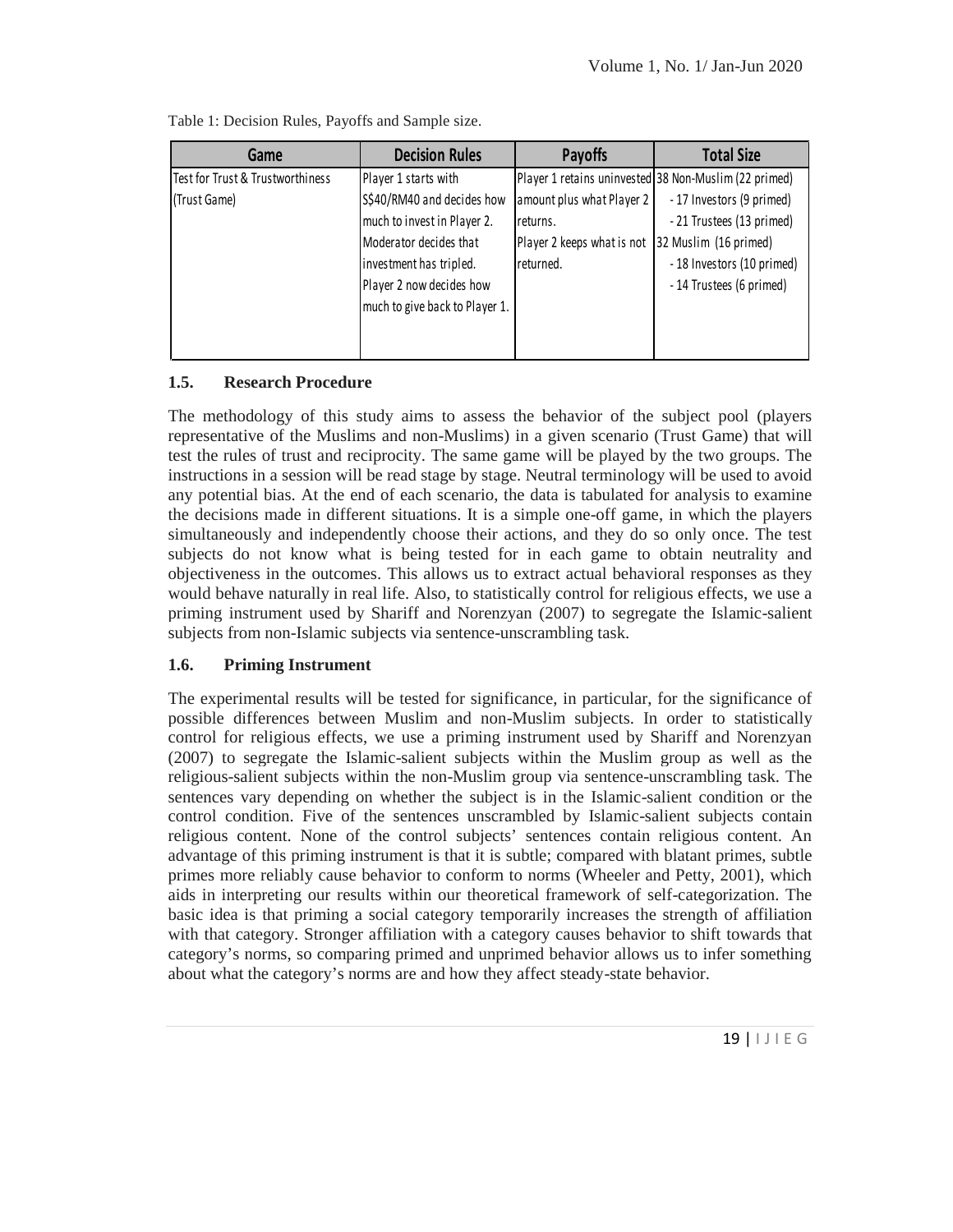Table 1: Decision Rules, Payoffs and Sample size.

| Game | Decision Rules | Payoffs | Total Size |
|---|---|---|---|
| Test for Trust & Trustworthiness (Trust Game) | Player 1 starts with S$40/RM40 and decides how much to invest in Player 2. Moderator decides that investment has tripled. Player 2 now decides how much to give back to Player 1. | Player 1 retains uninvested amount plus what Player 2 returns. Player 2 keeps what is not returned. | 38 Non-Muslim (22 primed) - 17 Investors (9 primed) - 21 Trustees (13 primed) 32 Muslim (16 primed) - 18 Investors (10 primed) - 14 Trustees (6 primed) |

### 1.5. Research Procedure

The methodology of this study aims to assess the behavior of the subject pool (players representative of the Muslims and non-Muslims) in a given scenario (Trust Game) that will test the rules of trust and reciprocity. The same game will be played by the two groups. The instructions in a session will be read stage by stage. Neutral terminology will be used to avoid any potential bias. At the end of each scenario, the data is tabulated for analysis to examine the decisions made in different situations. It is a simple one-off game, in which the players simultaneously and independently choose their actions, and they do so only once. The test subjects do not know what is being tested for in each game to obtain neutrality and objectiveness in the outcomes. This allows us to extract actual behavioral responses as they would behave naturally in real life. Also, to statistically control for religious effects, we use a priming instrument used by Shariff and Norenzyan (2007) to segregate the Islamic-salient subjects from non-Islamic subjects via sentence-unscrambling task.

### 1.6. Priming Instrument

The experimental results will be tested for significance, in particular, for the significance of possible differences between Muslim and non-Muslim subjects. In order to statistically control for religious effects, we use a priming instrument used by Shariff and Norenzyan (2007) to segregate the Islamic-salient subjects within the Muslim group as well as the religious-salient subjects within the non-Muslim group via sentence-unscrambling task. The sentences vary depending on whether the subject is in the Islamic-salient condition or the control condition. Five of the sentences unscrambled by Islamic-salient subjects contain religious content. None of the control subjects' sentences contain religious content. An advantage of this priming instrument is that it is subtle; compared with blatant primes, subtle primes more reliably cause behavior to conform to norms (Wheeler and Petty, 2001), which aids in interpreting our results within our theoretical framework of self-categorization. The basic idea is that priming a social category temporarily increases the strength of affiliation with that category. Stronger affiliation with a category causes behavior to shift towards that category's norms, so comparing primed and unprimed behavior allows us to infer something about what the category's norms are and how they affect steady-state behavior.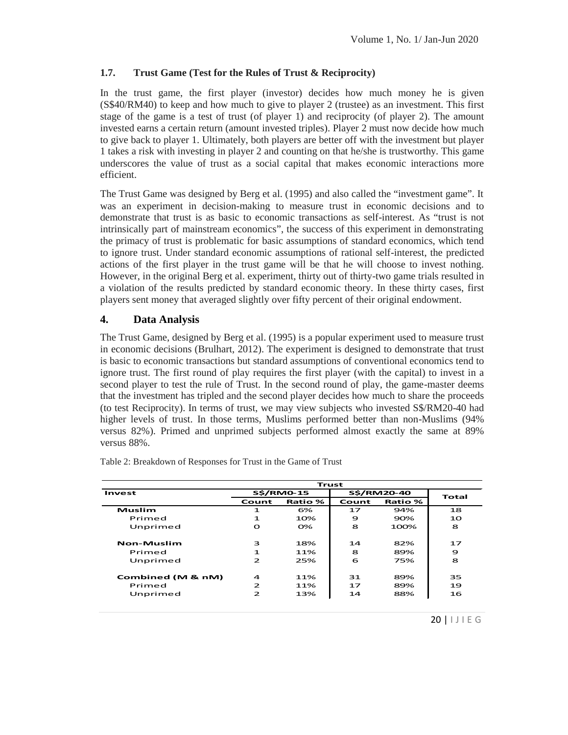### 1.7. Trust Game (Test for the Rules of Trust & Reciprocity)

In the trust game, the first player (investor) decides how much money he is given (S$40/RM40) to keep and how much to give to player 2 (trustee) as an investment. This first stage of the game is a test of trust (of player 1) and reciprocity (of player 2). The amount invested earns a certain return (amount invested triples). Player 2 must now decide how much to give back to player 1. Ultimately, both players are better off with the investment but player 1 takes a risk with investing in player 2 and counting on that he/she is trustworthy. This game underscores the value of trust as a social capital that makes economic interactions more efficient.

The Trust Game was designed by Berg et al. (1995) and also called the "investment game". It was an experiment in decision-making to measure trust in economic decisions and to demonstrate that trust is as basic to economic transactions as self-interest. As "trust is not intrinsically part of mainstream economics", the success of this experiment in demonstrating the primacy of trust is problematic for basic assumptions of standard economics, which tend to ignore trust. Under standard economic assumptions of rational self-interest, the predicted actions of the first player in the trust game will be that he will choose to invest nothing. However, in the original Berg et al. experiment, thirty out of thirty-two game trials resulted in a violation of the results predicted by standard economic theory. In these thirty cases, first players sent money that averaged slightly over fifty percent of their original endowment.

## 4. Data Analysis

The Trust Game, designed by Berg et al. (1995) is a popular experiment used to measure trust in economic decisions (Brulhart, 2012). The experiment is designed to demonstrate that trust is basic to economic transactions but standard assumptions of conventional economics tend to ignore trust. The first round of play requires the first player (with the capital) to invest in a second player to test the rule of Trust. In the second round of play, the game-master deems that the investment has tripled and the second player decides how much to share the proceeds (to test Reciprocity). In terms of trust, we may view subjects who invested S$/RM20-40 had higher levels of trust. In those terms, Muslims performed better than non-Muslims (94% versus 82%). Primed and unprimed subjects performed almost exactly the same at 89% versus 88%.

Table 2: Breakdown of Responses for Trust in the Game of Trust

| Invest | Trust | | | | Total |
|---|---|---|---|---|---|
| | S$/RM0-15 | | S$/RM20-40 | | |
| | Count | Ratio % | Count | Ratio % | |
| **Muslim** | 1 | 6% | 17 | 94% | 18 |
| Primed | 1 | 10% | 9 | 90% | 10 |
| Unprimed | 0 | 0% | 8 | 100% | 8 |
| **Non-Muslim** | 3 | 18% | 14 | 82% | 17 |
| Primed | 1 | 11% | 8 | 89% | 9 |
| Unprimed | 2 | 25% | 6 | 75% | 8 |
| **Combined (M & nM)** | 4 | 11% | 31 | 89% | 35 |
| Primed | 2 | 11% | 17 | 89% | 19 |
| Unprimed | 2 | 13% | 14 | 88% | 16 |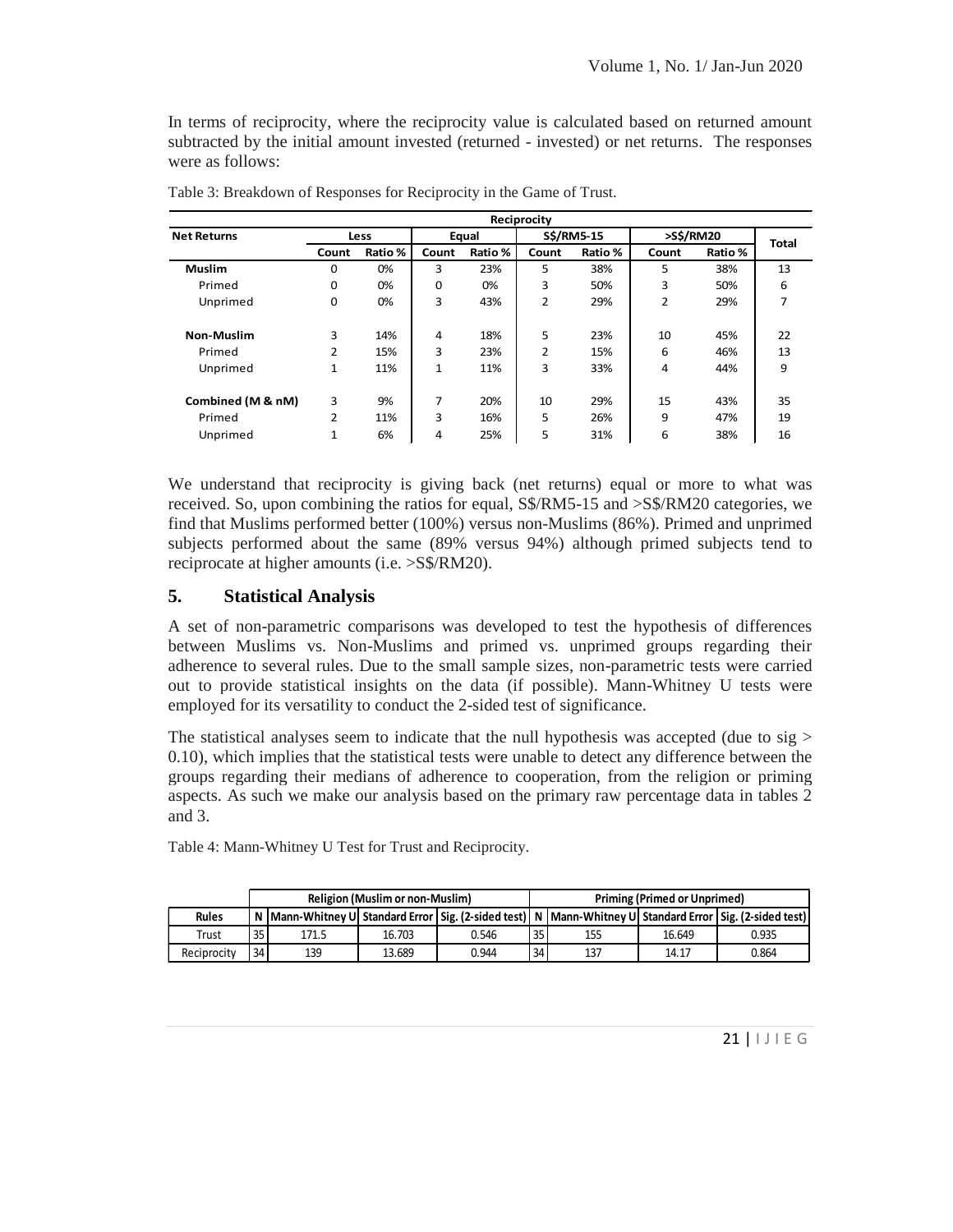In terms of reciprocity, where the reciprocity value is calculated based on returned amount subtracted by the initial amount invested (returned - invested) or net returns. The responses were as follows:

Table 3: Breakdown of Responses for Reciprocity in the Game of Trust.

| Net Returns | Reciprocity | | | | | | | | Total |
|---|---|---|---|---|---|---|---|---|---|
| | Less | | Equal | | S$/RM5-15 | | >S$/RM20 | | |
| | Count | Ratio % | Count | Ratio % | Count | Ratio % | Count | Ratio % | |
| **Muslim** | 0 | 0% | 3 | 23% | 5 | 38% | 5 | 38% | 13 |
| Primed | 0 | 0% | 0 | 0% | 3 | 50% | 3 | 50% | 6 |
| Unprimed | 0 | 0% | 3 | 43% | 2 | 29% | 2 | 29% | 7 |
| **Non-Muslim** | 3 | 14% | 4 | 18% | 5 | 23% | 10 | 45% | 22 |
| Primed | 2 | 15% | 3 | 23% | 2 | 15% | 6 | 46% | 13 |
| Unprimed | 1 | 11% | 1 | 11% | 3 | 33% | 4 | 44% | 9 |
| **Combined (M & nM)** | 3 | 9% | 7 | 20% | 10 | 29% | 15 | 43% | 35 |
| Primed | 2 | 11% | 3 | 16% | 5 | 26% | 9 | 47% | 19 |
| Unprimed | 1 | 6% | 4 | 25% | 5 | 31% | 6 | 38% | 16 |

We understand that reciprocity is giving back (net returns) equal or more to what was received. So, upon combining the ratios for equal, S$/RM5-15 and >S$/RM20 categories, we find that Muslims performed better (100%) versus non-Muslims (86%). Primed and unprimed subjects performed about the same (89% versus 94%) although primed subjects tend to reciprocate at higher amounts (i.e. >S$/RM20).

## 5. Statistical Analysis

A set of non-parametric comparisons was developed to test the hypothesis of differences between Muslims vs. Non-Muslims and primed vs. unprimed groups regarding their adherence to several rules. Due to the small sample sizes, non-parametric tests were carried out to provide statistical insights on the data (if possible). Mann-Whitney U tests were employed for its versatility to conduct the 2-sided test of significance.

The statistical analyses seem to indicate that the null hypothesis was accepted (due to sig > 0.10), which implies that the statistical tests were unable to detect any difference between the groups regarding their medians of adherence to cooperation, from the religion or priming aspects. As such we make our analysis based on the primary raw percentage data in tables 2 and 3.

Table 4: Mann-Whitney U Test for Trust and Reciprocity.

| | Religion (Muslim or non-Muslim) | | | | Priming (Primed or Unprimed) | | | |
|---|---|---|---|---|---|---|---|---|
| Rules | N | Mann-Whitney U | Standard Error | Sig. (2-sided test) | N | Mann-Whitney U | Standard Error | Sig. (2-sided test) |
| Trust | 35 | 171.5 | 16.703 | 0.546 | 35 | 155 | 16.649 | 0.935 |
| Reciprocity | 34 | 139 | 13.689 | 0.944 | 34 | 137 | 14.17 | 0.864 |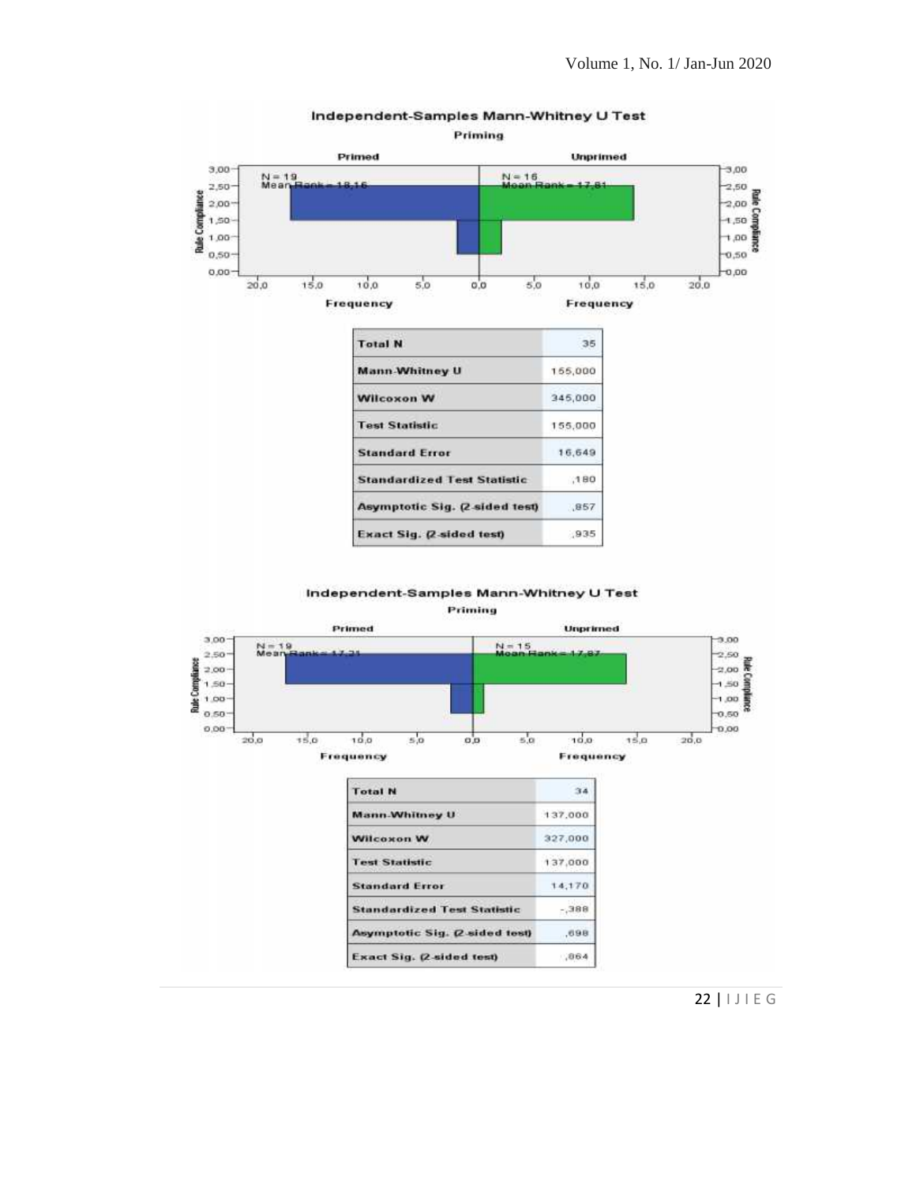**Independent-Samples Mann-Whitney U Test**

**Priming**

**Primed** | **Unprimed**

N = 19, Mean Rank = 18,16 | N = 16, Mean Rank = 17,81

Rule Compliance

Frequency | Frequency

| Total N | 35 |
|---|---|
| Mann-Whitney U | 155,000 |
| Wilcoxon W | 345,000 |
| Test Statistic | 155,000 |
| Standard Error | 16,649 |
| Standardized Test Statistic | ,180 |
| Asymptotic Sig. (2-sided test) | ,857 |
| Exact Sig. (2-sided test) | ,935 |

**Independent-Samples Mann-Whitney U Test**

**Priming**

**Primed** | **Unprimed**

N = 19, Mean Rank = 17,21 | N = 15, Mean Rank = 17,87

Rule Compliance

Frequency | Frequency

| Total N | 34 |
|---|---|
| Mann-Whitney U | 137,000 |
| Wilcoxon W | 327,000 |
| Test Statistic | 137,000 |
| Standard Error | 14,170 |
| Standardized Test Statistic | -,388 |
| Asymptotic Sig. (2-sided test) | ,698 |
| Exact Sig. (2-sided test) | ,864 |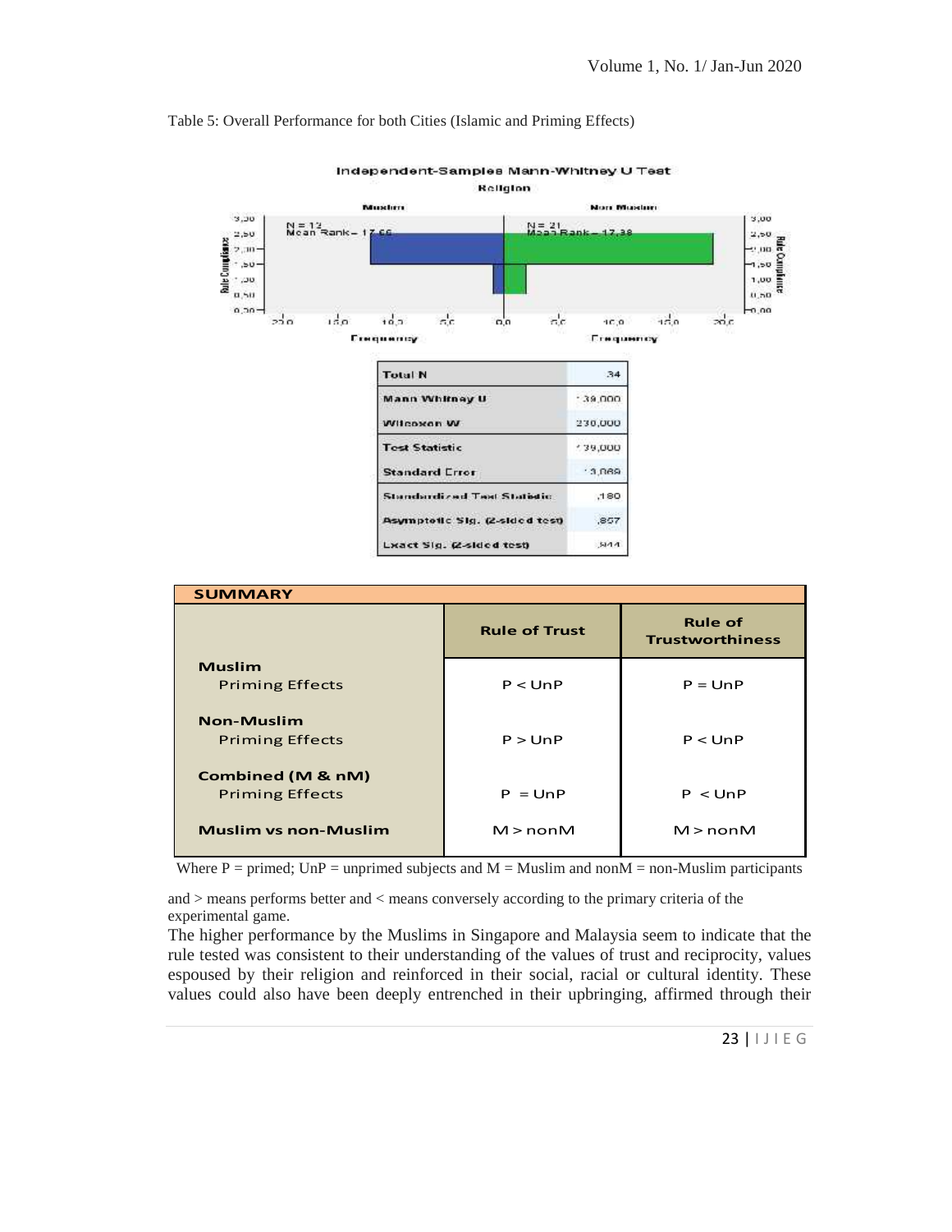Table 5: Overall Performance for both Cities (Islamic and Priming Effects)

Independent-Samples Mann-Whitney U Test

Religion

| | |
|---|---|
| Total N | 34 |
| Mann Whitney U | 139,000 |
| Wilcoxon W | 230,000 |
| Test Statistic | 139,000 |
| Standard Error | 13,069 |
| Standardized Test Statistic | ,180 |
| Asymptotic Sig. (2-sided test) | ,857 |
| Exact Sig. (2-sided test) | ,844 |

| SUMMARY | Rule of Trust | Rule of Trustworthiness |
|---|---|---|
| **Muslim** Priming Effects | P < UnP | P = UnP |
| **Non-Muslim** Priming Effects | P > UnP | P < UnP |
| **Combined (M & nM)** Priming Effects | P = UnP | P < UnP |
| **Muslim vs non-Muslim** | M > nonM | M > nonM |

Where P = primed; UnP = unprimed subjects and M = Muslim and nonM = non-Muslim participants and > means performs better and < means conversely according to the primary criteria of the experimental game.

The higher performance by the Muslims in Singapore and Malaysia seem to indicate that the rule tested was consistent to their understanding of the values of trust and reciprocity, values espoused by their religion and reinforced in their social, racial or cultural identity. These values could also have been deeply entrenched in their upbringing, affirmed through their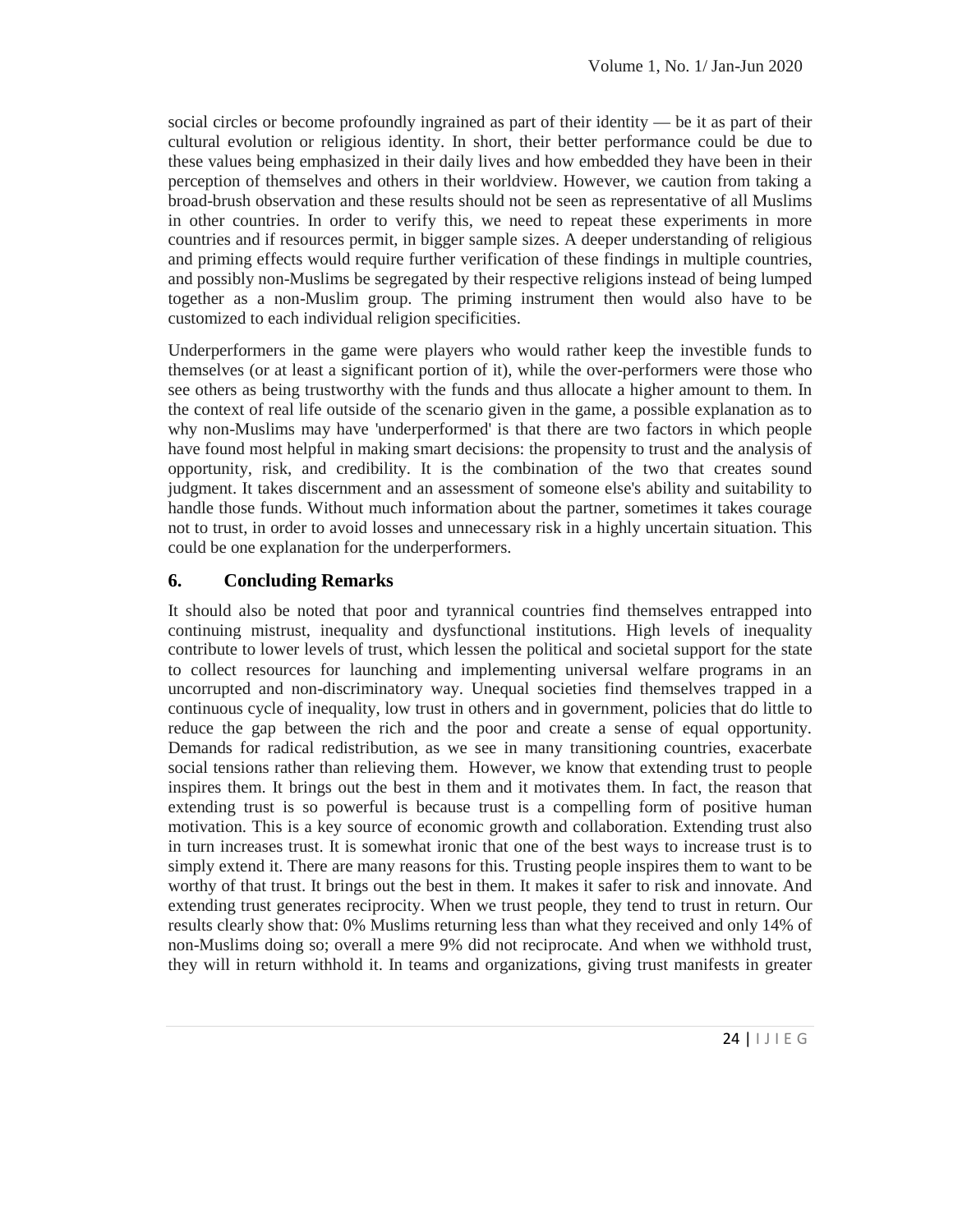social circles or become profoundly ingrained as part of their identity — be it as part of their cultural evolution or religious identity. In short, their better performance could be due to these values being emphasized in their daily lives and how embedded they have been in their perception of themselves and others in their worldview. However, we caution from taking a broad-brush observation and these results should not be seen as representative of all Muslims in other countries. In order to verify this, we need to repeat these experiments in more countries and if resources permit, in bigger sample sizes. A deeper understanding of religious and priming effects would require further verification of these findings in multiple countries, and possibly non-Muslims be segregated by their respective religions instead of being lumped together as a non-Muslim group. The priming instrument then would also have to be customized to each individual religion specificities.

Underperformers in the game were players who would rather keep the investible funds to themselves (or at least a significant portion of it), while the over-performers were those who see others as being trustworthy with the funds and thus allocate a higher amount to them. In the context of real life outside of the scenario given in the game, a possible explanation as to why non-Muslims may have 'underperformed' is that there are two factors in which people have found most helpful in making smart decisions: the propensity to trust and the analysis of opportunity, risk, and credibility. It is the combination of the two that creates sound judgment. It takes discernment and an assessment of someone else's ability and suitability to handle those funds. Without much information about the partner, sometimes it takes courage not to trust, in order to avoid losses and unnecessary risk in a highly uncertain situation. This could be one explanation for the underperformers.

## 6. Concluding Remarks

It should also be noted that poor and tyrannical countries find themselves entrapped into continuing mistrust, inequality and dysfunctional institutions. High levels of inequality contribute to lower levels of trust, which lessen the political and societal support for the state to collect resources for launching and implementing universal welfare programs in an uncorrupted and non-discriminatory way. Unequal societies find themselves trapped in a continuous cycle of inequality, low trust in others and in government, policies that do little to reduce the gap between the rich and the poor and create a sense of equal opportunity. Demands for radical redistribution, as we see in many transitioning countries, exacerbate social tensions rather than relieving them. However, we know that extending trust to people inspires them. It brings out the best in them and it motivates them. In fact, the reason that extending trust is so powerful is because trust is a compelling form of positive human motivation. This is a key source of economic growth and collaboration. Extending trust also in turn increases trust. It is somewhat ironic that one of the best ways to increase trust is to simply extend it. There are many reasons for this. Trusting people inspires them to want to be worthy of that trust. It brings out the best in them. It makes it safer to risk and innovate. And extending trust generates reciprocity. When we trust people, they tend to trust in return. Our results clearly show that: 0% Muslims returning less than what they received and only 14% of non-Muslims doing so; overall a mere 9% did not reciprocate. And when we withhold trust, they will in return withhold it. In teams and organizations, giving trust manifests in greater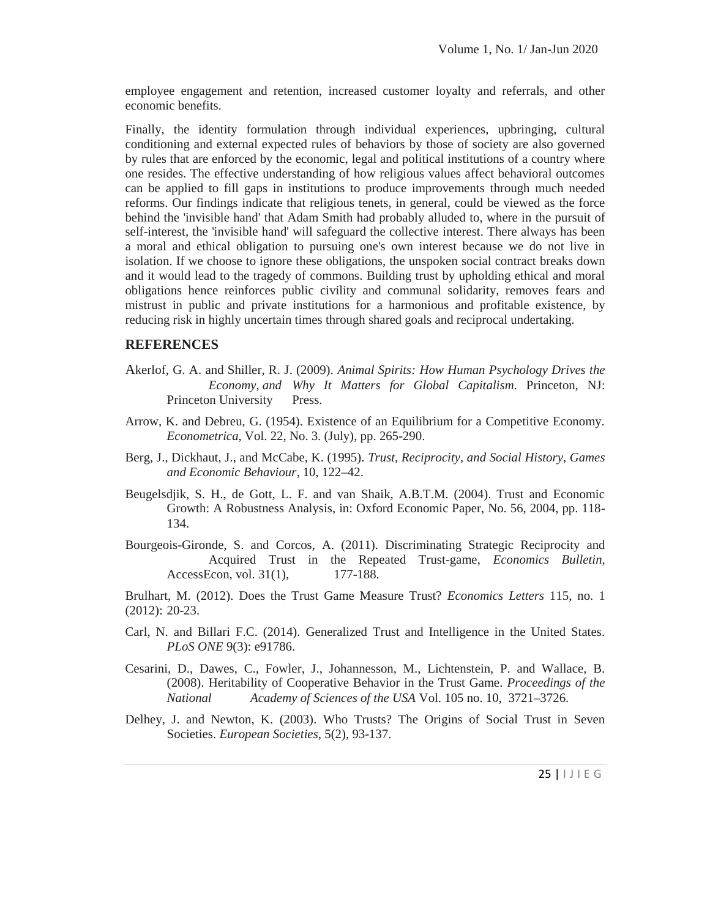employee engagement and retention, increased customer loyalty and referrals, and other economic benefits.

Finally, the identity formulation through individual experiences, upbringing, cultural conditioning and external expected rules of behaviors by those of society are also governed by rules that are enforced by the economic, legal and political institutions of a country where one resides. The effective understanding of how religious values affect behavioral outcomes can be applied to fill gaps in institutions to produce improvements through much needed reforms. Our findings indicate that religious tenets, in general, could be viewed as the force behind the 'invisible hand' that Adam Smith had probably alluded to, where in the pursuit of self-interest, the 'invisible hand' will safeguard the collective interest. There always has been a moral and ethical obligation to pursuing one's own interest because we do not live in isolation. If we choose to ignore these obligations, the unspoken social contract breaks down and it would lead to the tragedy of commons. Building trust by upholding ethical and moral obligations hence reinforces public civility and communal solidarity, removes fears and mistrust in public and private institutions for a harmonious and profitable existence, by reducing risk in highly uncertain times through shared goals and reciprocal undertaking.

## REFERENCES

Akerlof, G. A. and Shiller, R. J. (2009). *Animal Spirits: How Human Psychology Drives the Economy, and Why It Matters for Global Capitalism*. Princeton, NJ: Princeton University Press.

Arrow, K. and Debreu, G. (1954). Existence of an Equilibrium for a Competitive Economy. *Econometrica,* Vol. 22, No. 3. (July), pp. 265-290.

Berg, J., Dickhaut, J., and McCabe, K. (1995). *Trust, Reciprocity, and Social History, Games and Economic Behaviour*, 10, 122–42.

Beugelsdjik, S. H., de Gott, L. F. and van Shaik, A.B.T.M. (2004). Trust and Economic Growth: A Robustness Analysis, in: Oxford Economic Paper, No. 56, 2004, pp. 118-134.

Bourgeois-Gironde, S. and Corcos, A. (2011). Discriminating Strategic Reciprocity and Acquired Trust in the Repeated Trust-game, *Economics Bulletin*, AccessEcon, vol. 31(1), 177-188.

Brulhart, M. (2012). Does the Trust Game Measure Trust? *Economics Letters* 115, no. 1 (2012): 20-23.

Carl, N. and Billari F.C. (2014). Generalized Trust and Intelligence in the United States. *PLoS ONE* 9(3): e91786.

Cesarini, D., Dawes, C., Fowler, J., Johannesson, M., Lichtenstein, P. and Wallace, B. (2008). Heritability of Cooperative Behavior in the Trust Game. *Proceedings of the National Academy of Sciences of the USA* Vol. 105 no. 10, 3721–3726.

Delhey, J. and Newton, K. (2003). Who Trusts? The Origins of Social Trust in Seven Societies. *European Societies*, 5(2), 93-137.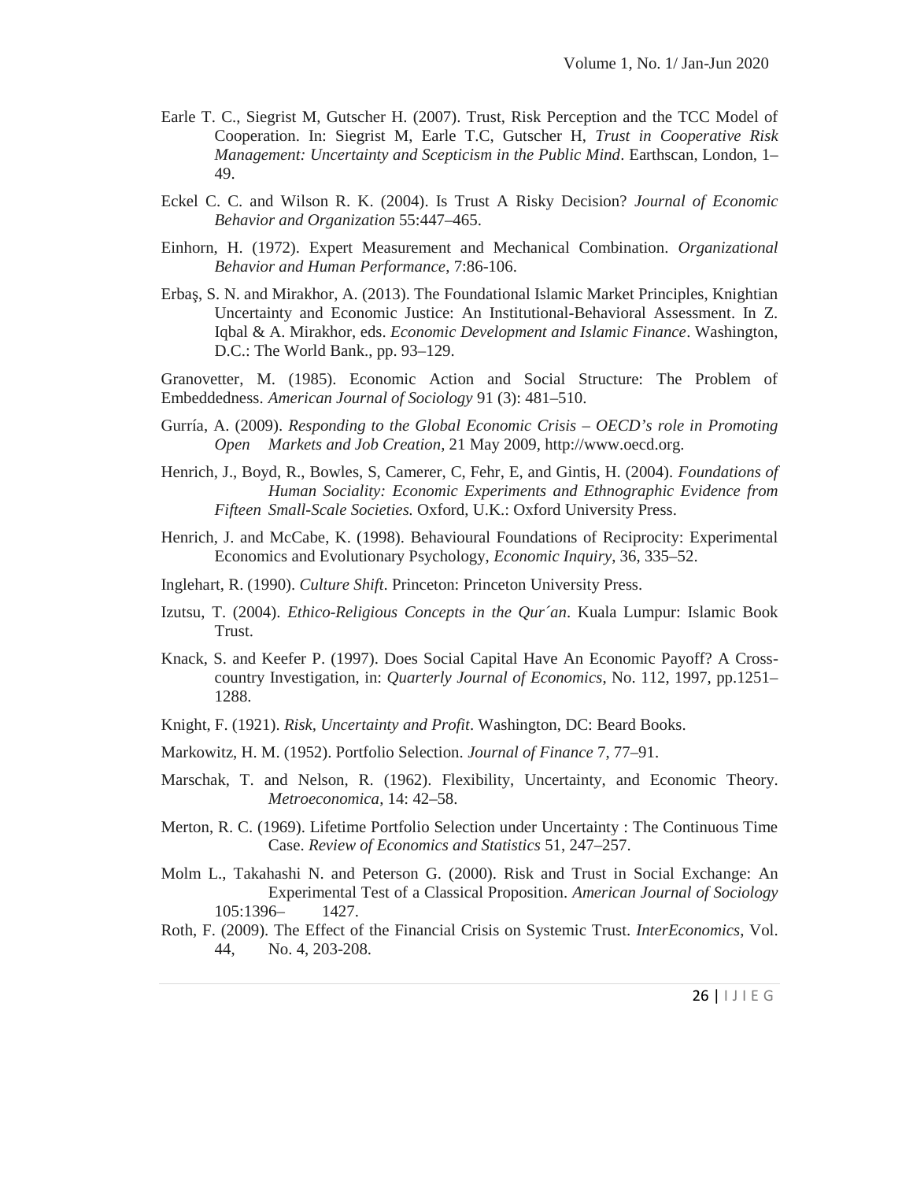Earle T. C., Siegrist M, Gutscher H. (2007). Trust, Risk Perception and the TCC Model of Cooperation. In: Siegrist M, Earle T.C, Gutscher H, *Trust in Cooperative Risk Management: Uncertainty and Scepticism in the Public Mind*. Earthscan, London, 1–49.

Eckel C. C. and Wilson R. K. (2004). Is Trust A Risky Decision? *Journal of Economic Behavior and Organization* 55:447–465.

Einhorn, H. (1972). Expert Measurement and Mechanical Combination. *Organizational Behavior and Human Performance*, 7:86-106.

Erbaş, S. N. and Mirakhor, A. (2013). The Foundational Islamic Market Principles, Knightian Uncertainty and Economic Justice: An Institutional-Behavioral Assessment. In Z. Iqbal & A. Mirakhor, eds. *Economic Development and Islamic Finance*. Washington, D.C.: The World Bank., pp. 93–129.

Granovetter, M. (1985). Economic Action and Social Structure: The Problem of Embeddedness. *American Journal of Sociology* 91 (3): 481–510.

Gurría, A. (2009). *Responding to the Global Economic Crisis – OECD's role in Promoting Open Markets and Job Creation*, 21 May 2009, http://www.oecd.org.

Henrich, J., Boyd, R., Bowles, S, Camerer, C, Fehr, E, and Gintis, H. (2004). *Foundations of Human Sociality: Economic Experiments and Ethnographic Evidence from Fifteen Small-Scale Societies.* Oxford, U.K.: Oxford University Press.

Henrich, J. and McCabe, K. (1998). Behavioural Foundations of Reciprocity: Experimental Economics and Evolutionary Psychology, *Economic Inquiry*, 36, 335–52.

Inglehart, R. (1990). *Culture Shift*. Princeton: Princeton University Press.

Izutsu, T. (2004). *Ethico-Religious Concepts in the Qur´an*. Kuala Lumpur: Islamic Book Trust.

Knack, S. and Keefer P. (1997). Does Social Capital Have An Economic Payoff? A Cross-country Investigation, in: *Quarterly Journal of Economics*, No. 112, 1997, pp.1251–1288.

Knight, F. (1921). *Risk, Uncertainty and Profit*. Washington, DC: Beard Books.

Markowitz, H. M. (1952). Portfolio Selection. *Journal of Finance* 7, 77–91.

Marschak, T. and Nelson, R. (1962). Flexibility, Uncertainty, and Economic Theory. *Metroeconomica*, 14: 42–58.

Merton, R. C. (1969). Lifetime Portfolio Selection under Uncertainty : The Continuous Time Case. *Review of Economics and Statistics* 51, 247–257.

Molm L., Takahashi N. and Peterson G. (2000). Risk and Trust in Social Exchange: An Experimental Test of a Classical Proposition. *American Journal of Sociology* 105:1396– 1427.

Roth, F. (2009). The Effect of the Financial Crisis on Systemic Trust. *InterEconomics*, Vol. 44, No. 4, 203-208.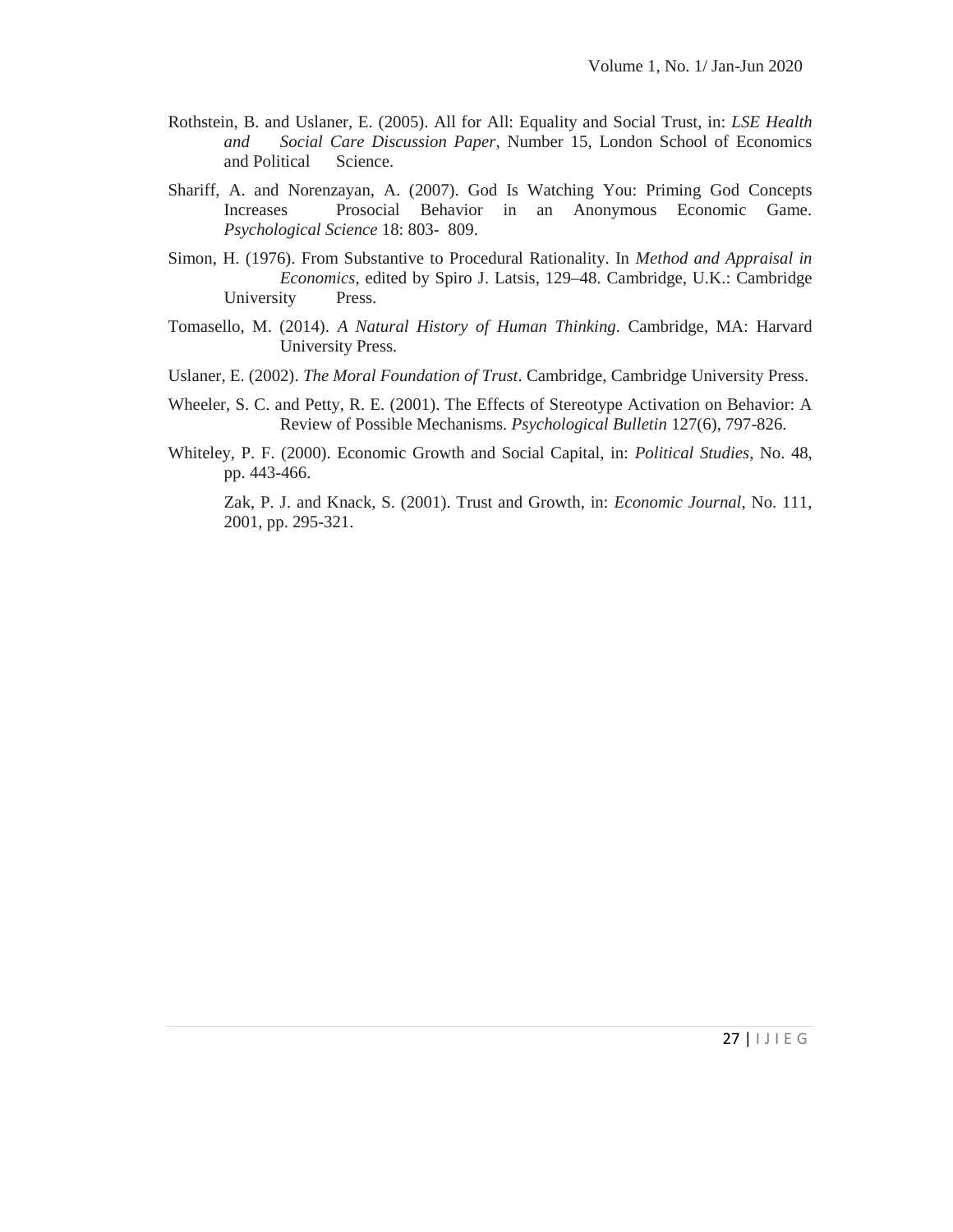Rothstein, B. and Uslaner, E. (2005). All for All: Equality and Social Trust, in: *LSE Health and Social Care Discussion Paper*, Number 15, London School of Economics and Political Science.

Shariff, A. and Norenzayan, A. (2007). God Is Watching You: Priming God Concepts Increases Prosocial Behavior in an Anonymous Economic Game. *Psychological Science* 18: 803- 809.

Simon, H. (1976). From Substantive to Procedural Rationality. In *Method and Appraisal in Economics*, edited by Spiro J. Latsis, 129–48. Cambridge, U.K.: Cambridge University Press.

Tomasello, M. (2014). *A Natural History of Human Thinking*. Cambridge, MA: Harvard University Press.

Uslaner, E. (2002). *The Moral Foundation of Trust*. Cambridge, Cambridge University Press.

Wheeler, S. C. and Petty, R. E. (2001). The Effects of Stereotype Activation on Behavior: A Review of Possible Mechanisms. *Psychological Bulletin* 127(6), 797-826.

Whiteley, P. F. (2000). Economic Growth and Social Capital, in: *Political Studies*, No. 48, pp. 443-466.

Zak, P. J. and Knack, S. (2001). Trust and Growth, in: *Economic Journal*, No. 111, 2001, pp. 295-321.